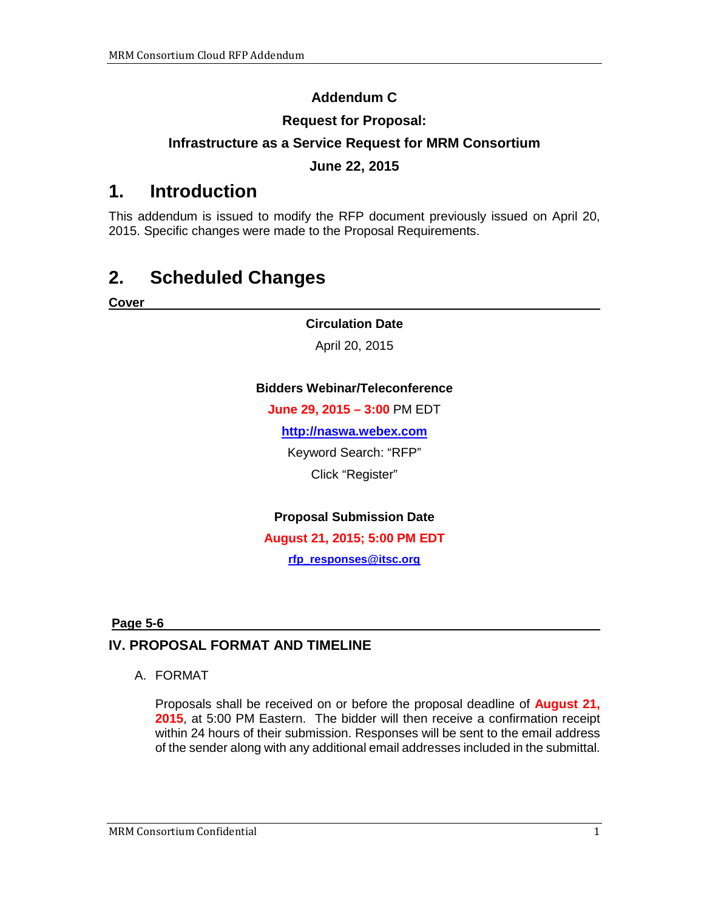**Addendum C**

**Request for Proposal:**

**Infrastructure as a Service Request for MRM Consortium**

**June 22, 2015**

# 1. Introduction

This addendum is issued to modify the RFP document previously issued on April 20, 2015. Specific changes were made to the Proposal Requirements.

# 2. Scheduled Changes

**Cover**

**Circulation Date**

April 20, 2015

**Bidders Webinar/Teleconference**

**June 29, 2015 – 3:00** PM EDT

**http://naswa.webex.com**

Keyword Search: "RFP"

Click "Register"

**Proposal Submission Date**

**August 21, 2015; 5:00 PM EDT**

**rfp_responses@itsc.org**

**Page 5-6**

## IV. PROPOSAL FORMAT AND TIMELINE

A. FORMAT

Proposals shall be received on or before the proposal deadline of **August 21, 2015**, at 5:00 PM Eastern. The bidder will then receive a confirmation receipt within 24 hours of their submission. Responses will be sent to the email address of the sender along with any additional email addresses included in the submittal.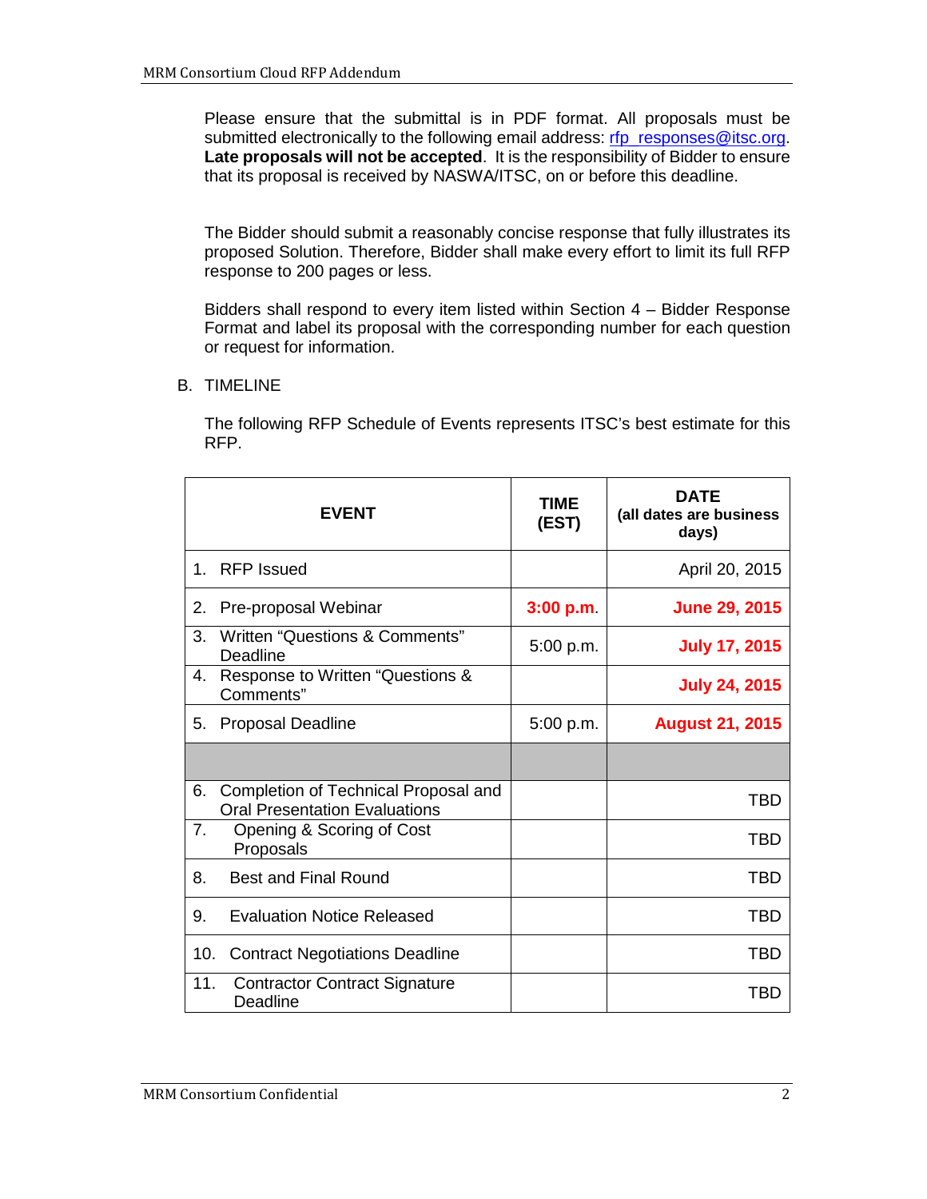Please ensure that the submittal is in PDF format. All proposals must be submitted electronically to the following email address: rfp_responses@itsc.org. **Late proposals will not be accepted**. It is the responsibility of Bidder to ensure that its proposal is received by NASWA/ITSC, on or before this deadline.

The Bidder should submit a reasonably concise response that fully illustrates its proposed Solution. Therefore, Bidder shall make every effort to limit its full RFP response to 200 pages or less.

Bidders shall respond to every item listed within Section 4 – Bidder Response Format and label its proposal with the corresponding number for each question or request for information.

B. TIMELINE

The following RFP Schedule of Events represents ITSC's best estimate for this RFP.

| EVENT | TIME (EST) | DATE (all dates are business days) |
|---|---|---|
| 1. RFP Issued | | April 20, 2015 |
| 2. Pre-proposal Webinar | **3:00 p.m.** | **June 29, 2015** |
| 3. Written "Questions & Comments" Deadline | 5:00 p.m. | **July 17, 2015** |
| 4. Response to Written "Questions & Comments" | | **July 24, 2015** |
| 5. Proposal Deadline | 5:00 p.m. | **August 21, 2015** |
| | | |
| 6. Completion of Technical Proposal and Oral Presentation Evaluations | | TBD |
| 7. Opening & Scoring of Cost Proposals | | TBD |
| 8. Best and Final Round | | TBD |
| 9. Evaluation Notice Released | | TBD |
| 10. Contract Negotiations Deadline | | TBD |
| 11. Contractor Contract Signature Deadline | | TBD |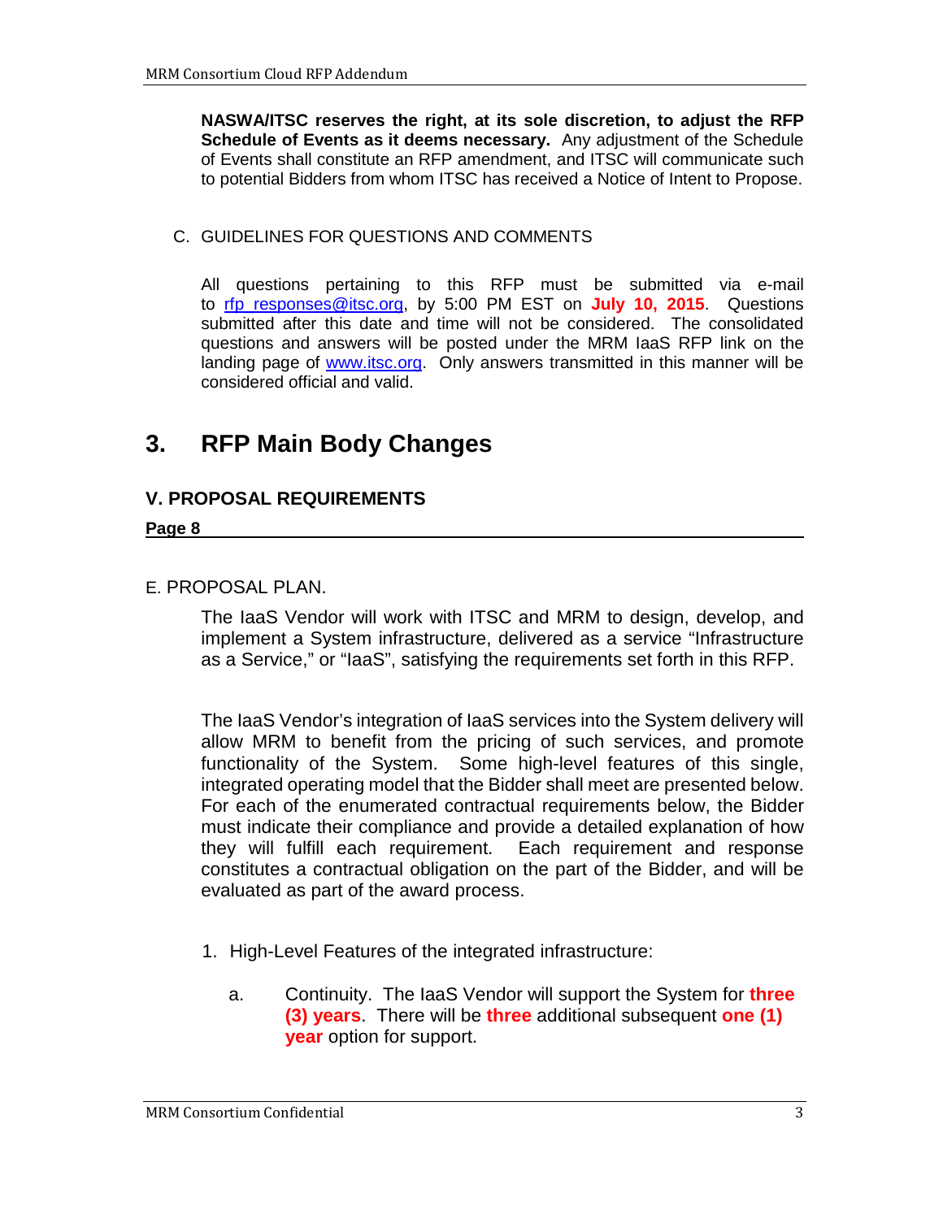**NASWA/ITSC reserves the right, at its sole discretion, to adjust the RFP Schedule of Events as it deems necessary.** Any adjustment of the Schedule of Events shall constitute an RFP amendment, and ITSC will communicate such to potential Bidders from whom ITSC has received a Notice of Intent to Propose.

C. GUIDELINES FOR QUESTIONS AND COMMENTS

All questions pertaining to this RFP must be submitted via e-mail to rfp_responses@itsc.org, by 5:00 PM EST on **July 10, 2015**. Questions submitted after this date and time will not be considered. The consolidated questions and answers will be posted under the MRM IaaS RFP link on the landing page of www.itsc.org. Only answers transmitted in this manner will be considered official and valid.

# 3. RFP Main Body Changes

## V. PROPOSAL REQUIREMENTS

**Page 8**

E. PROPOSAL PLAN.

The IaaS Vendor will work with ITSC and MRM to design, develop, and implement a System infrastructure, delivered as a service "Infrastructure as a Service," or "IaaS", satisfying the requirements set forth in this RFP.

The IaaS Vendor's integration of IaaS services into the System delivery will allow MRM to benefit from the pricing of such services, and promote functionality of the System. Some high-level features of this single, integrated operating model that the Bidder shall meet are presented below. For each of the enumerated contractual requirements below, the Bidder must indicate their compliance and provide a detailed explanation of how they will fulfill each requirement. Each requirement and response constitutes a contractual obligation on the part of the Bidder, and will be evaluated as part of the award process.

1. High-Level Features of the integrated infrastructure:

   a. Continuity. The IaaS Vendor will support the System for **three (3) years**. There will be **three** additional subsequent **one (1) year** option for support.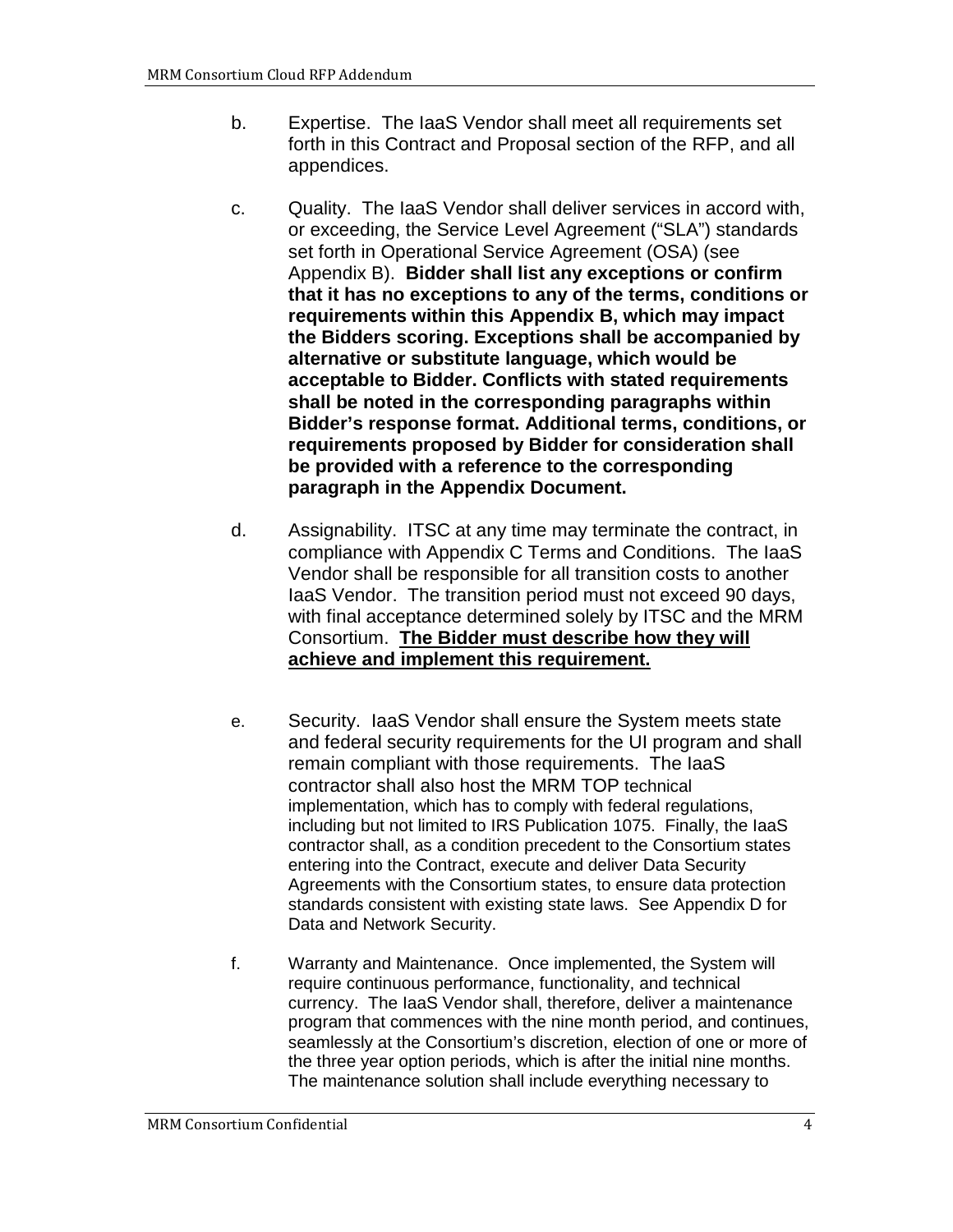b. Expertise. The IaaS Vendor shall meet all requirements set forth in this Contract and Proposal section of the RFP, and all appendices.

c. Quality. The IaaS Vendor shall deliver services in accord with, or exceeding, the Service Level Agreement ("SLA") standards set forth in Operational Service Agreement (OSA) (see Appendix B). **Bidder shall list any exceptions or confirm that it has no exceptions to any of the terms, conditions or requirements within this Appendix B, which may impact the Bidders scoring. Exceptions shall be accompanied by alternative or substitute language, which would be acceptable to Bidder. Conflicts with stated requirements shall be noted in the corresponding paragraphs within Bidder's response format. Additional terms, conditions, or requirements proposed by Bidder for consideration shall be provided with a reference to the corresponding paragraph in the Appendix Document.**

d. Assignability. ITSC at any time may terminate the contract, in compliance with Appendix C Terms and Conditions. The IaaS Vendor shall be responsible for all transition costs to another IaaS Vendor. The transition period must not exceed 90 days, with final acceptance determined solely by ITSC and the MRM Consortium. **The Bidder must describe how they will achieve and implement this requirement.**

e. Security. IaaS Vendor shall ensure the System meets state and federal security requirements for the UI program and shall remain compliant with those requirements. The IaaS contractor shall also host the MRM TOP technical implementation, which has to comply with federal regulations, including but not limited to IRS Publication 1075. Finally, the IaaS contractor shall, as a condition precedent to the Consortium states entering into the Contract, execute and deliver Data Security Agreements with the Consortium states, to ensure data protection standards consistent with existing state laws. See Appendix D for Data and Network Security.

f. Warranty and Maintenance. Once implemented, the System will require continuous performance, functionality, and technical currency. The IaaS Vendor shall, therefore, deliver a maintenance program that commences with the nine month period, and continues, seamlessly at the Consortium's discretion, election of one or more of the three year option periods, which is after the initial nine months. The maintenance solution shall include everything necessary to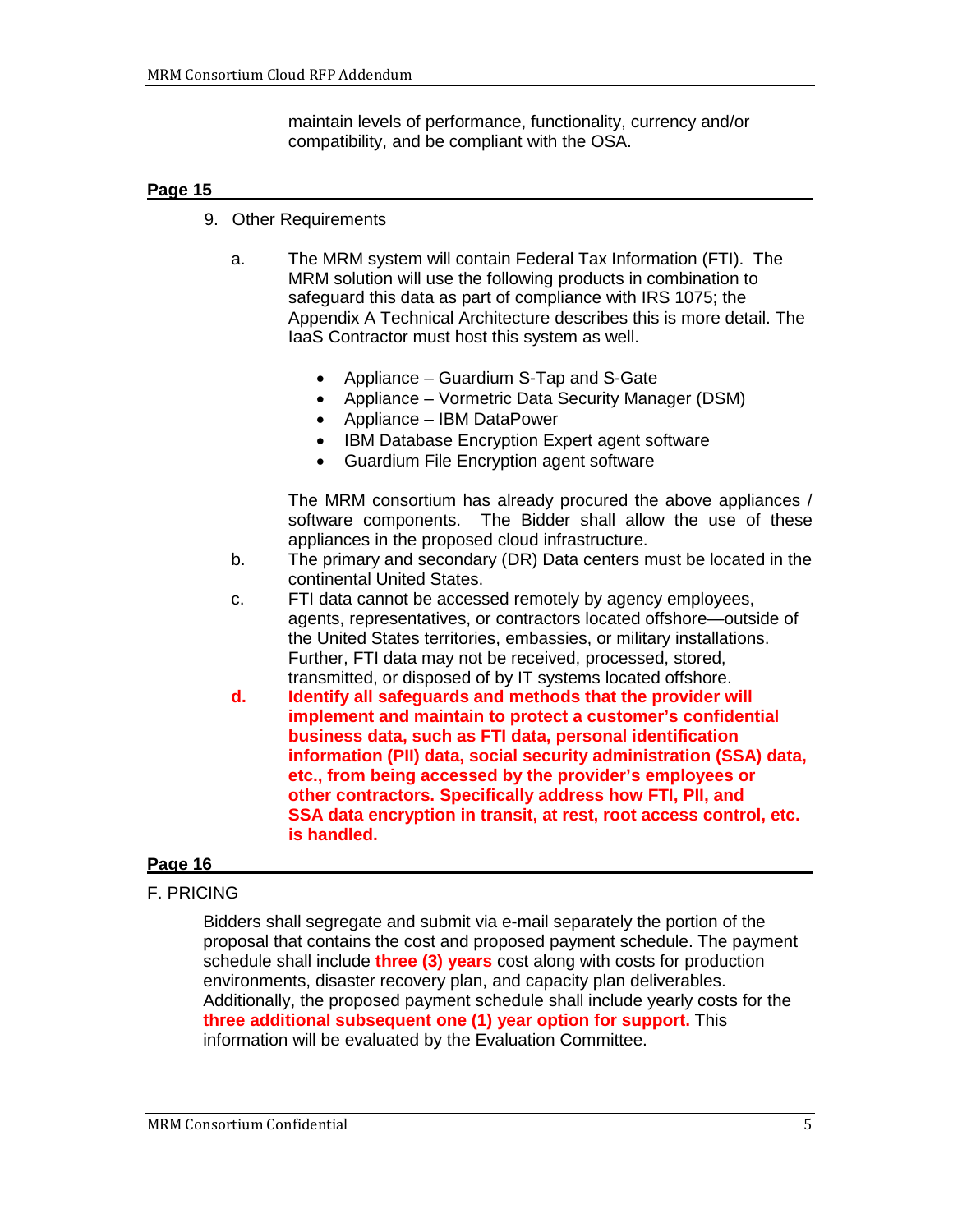maintain levels of performance, functionality, currency and/or compatibility, and be compliant with the OSA.

**Page 15**

9. Other Requirements

a. The MRM system will contain Federal Tax Information (FTI). The MRM solution will use the following products in combination to safeguard this data as part of compliance with IRS 1075; the Appendix A Technical Architecture describes this is more detail. The IaaS Contractor must host this system as well.

- Appliance – Guardium S-Tap and S-Gate
- Appliance – Vormetric Data Security Manager (DSM)
- Appliance – IBM DataPower
- IBM Database Encryption Expert agent software
- Guardium File Encryption agent software

The MRM consortium has already procured the above appliances / software components. The Bidder shall allow the use of these appliances in the proposed cloud infrastructure.

b. The primary and secondary (DR) Data centers must be located in the continental United States.

c. FTI data cannot be accessed remotely by agency employees, agents, representatives, or contractors located offshore—outside of the United States territories, embassies, or military installations. Further, FTI data may not be received, processed, stored, transmitted, or disposed of by IT systems located offshore.

**d. Identify all safeguards and methods that the provider will implement and maintain to protect a customer's confidential business data, such as FTI data, personal identification information (PII) data, social security administration (SSA) data, etc., from being accessed by the provider's employees or other contractors. Specifically address how FTI, PII, and SSA data encryption in transit, at rest, root access control, etc. is handled.**

**Page 16**

F. PRICING

Bidders shall segregate and submit via e-mail separately the portion of the proposal that contains the cost and proposed payment schedule. The payment schedule shall include **three (3) years** cost along with costs for production environments, disaster recovery plan, and capacity plan deliverables. Additionally, the proposed payment schedule shall include yearly costs for the **three additional subsequent one (1) year option for support.** This information will be evaluated by the Evaluation Committee.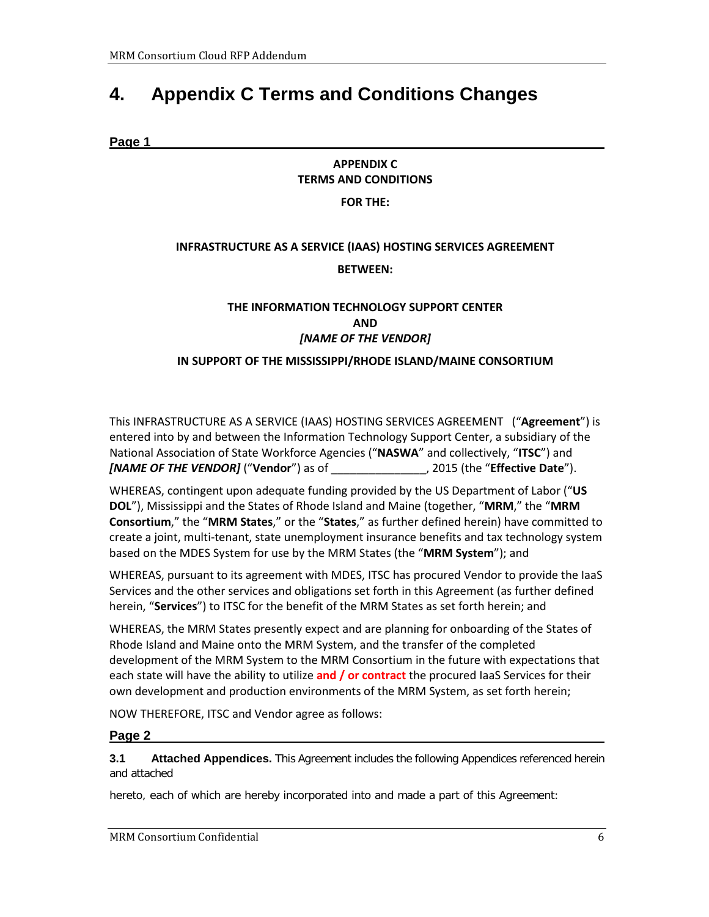# 4. Appendix C Terms and Conditions Changes

**Page 1**

**APPENDIX C**
**TERMS AND CONDITIONS**

**FOR THE:**

**INFRASTRUCTURE AS A SERVICE (IAAS) HOSTING SERVICES AGREEMENT**

**BETWEEN:**

**THE INFORMATION TECHNOLOGY SUPPORT CENTER**
**AND**
***[NAME OF THE VENDOR]***

**IN SUPPORT OF THE MISSISSIPPI/RHODE ISLAND/MAINE CONSORTIUM**

This INFRASTRUCTURE AS A SERVICE (IAAS) HOSTING SERVICES AGREEMENT ("**Agreement**") is entered into by and between the Information Technology Support Center, a subsidiary of the National Association of State Workforce Agencies ("**NASWA**" and collectively, "**ITSC**") and ***[NAME OF THE VENDOR]*** ("**Vendor**") as of _______________, 2015 (the "**Effective Date**").

WHEREAS, contingent upon adequate funding provided by the US Department of Labor ("**US DOL**"), Mississippi and the States of Rhode Island and Maine (together, "**MRM**," the "**MRM Consortium**," the "**MRM States**," or the "**States**," as further defined herein) have committed to create a joint, multi-tenant, state unemployment insurance benefits and tax technology system based on the MDES System for use by the MRM States (the "**MRM System**"); and

WHEREAS, pursuant to its agreement with MDES, ITSC has procured Vendor to provide the IaaS Services and the other services and obligations set forth in this Agreement (as further defined herein, "**Services**") to ITSC for the benefit of the MRM States as set forth herein; and

WHEREAS, the MRM States presently expect and are planning for onboarding of the States of Rhode Island and Maine onto the MRM System, and the transfer of the completed development of the MRM System to the MRM Consortium in the future with expectations that each state will have the ability to utilize **and / or contract** the procured IaaS Services for their own development and production environments of the MRM System, as set forth herein;

NOW THEREFORE, ITSC and Vendor agree as follows:

**Page 2**

**3.1 Attached Appendices.** This Agreement includes the following Appendices referenced herein and attached

hereto, each of which are hereby incorporated into and made a part of this Agreement: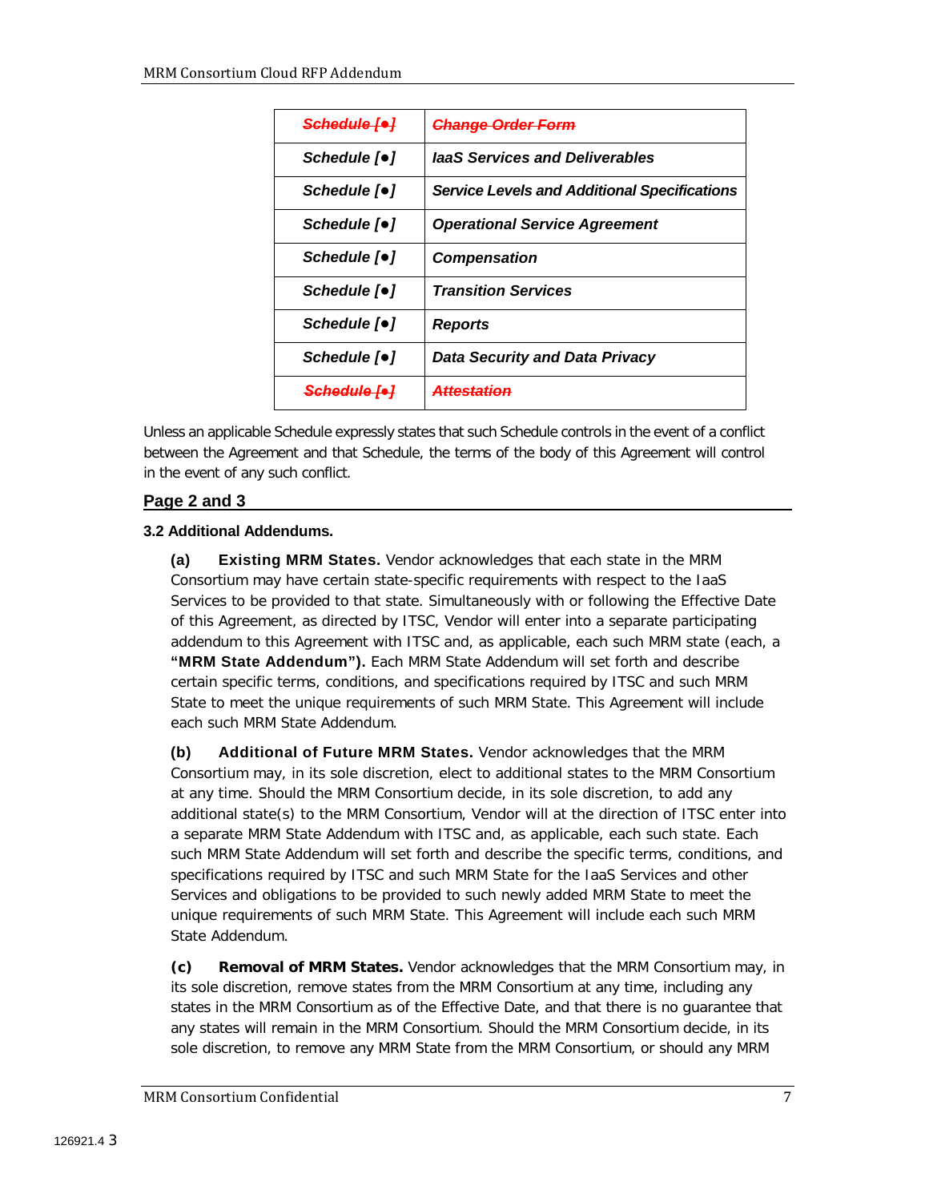| | |
|---|---|
| ~~***Schedule [●]***~~ | ~~***Change Order Form***~~ |
| ***Schedule [●]*** | ***IaaS Services and Deliverables*** |
| ***Schedule [●]*** | ***Service Levels and Additional Specifications*** |
| ***Schedule [●]*** | ***Operational Service Agreement*** |
| ***Schedule [●]*** | ***Compensation*** |
| ***Schedule [●]*** | ***Transition Services*** |
| ***Schedule [●]*** | ***Reports*** |
| ***Schedule [●]*** | ***Data Security and Data Privacy*** |
| ~~***Schedule [●]***~~ | ~~***Attestation***~~ |

Unless an applicable Schedule expressly states that such Schedule controls in the event of a conflict between the Agreement and that Schedule, the terms of the body of this Agreement will control in the event of any such conflict.

## Page 2 and 3

**3.2 Additional Addendums.**

**(a) Existing MRM States.** Vendor acknowledges that each state in the MRM Consortium may have certain state-specific requirements with respect to the IaaS Services to be provided to that state. Simultaneously with or following the Effective Date of this Agreement, as directed by ITSC, Vendor will enter into a separate participating addendum to this Agreement with ITSC and, as applicable, each such MRM state (each, a **"MRM State Addendum").** Each MRM State Addendum will set forth and describe certain specific terms, conditions, and specifications required by ITSC and such MRM State to meet the unique requirements of such MRM State. This Agreement will include each such MRM State Addendum.

**(b) Additional of Future MRM States.** Vendor acknowledges that the MRM Consortium may, in its sole discretion, elect to additional states to the MRM Consortium at any time. Should the MRM Consortium decide, in its sole discretion, to add any additional state(s) to the MRM Consortium, Vendor will at the direction of ITSC enter into a separate MRM State Addendum with ITSC and, as applicable, each such state. Each such MRM State Addendum will set forth and describe the specific terms, conditions, and specifications required by ITSC and such MRM State for the IaaS Services and other Services and obligations to be provided to such newly added MRM State to meet the unique requirements of such MRM State. This Agreement will include each such MRM State Addendum.

**(c) Removal of MRM States.** Vendor acknowledges that the MRM Consortium may, in its sole discretion, remove states from the MRM Consortium at any time, including any states in the MRM Consortium as of the Effective Date, and that there is no guarantee that any states will remain in the MRM Consortium. Should the MRM Consortium decide, in its sole discretion, to remove any MRM State from the MRM Consortium, or should any MRM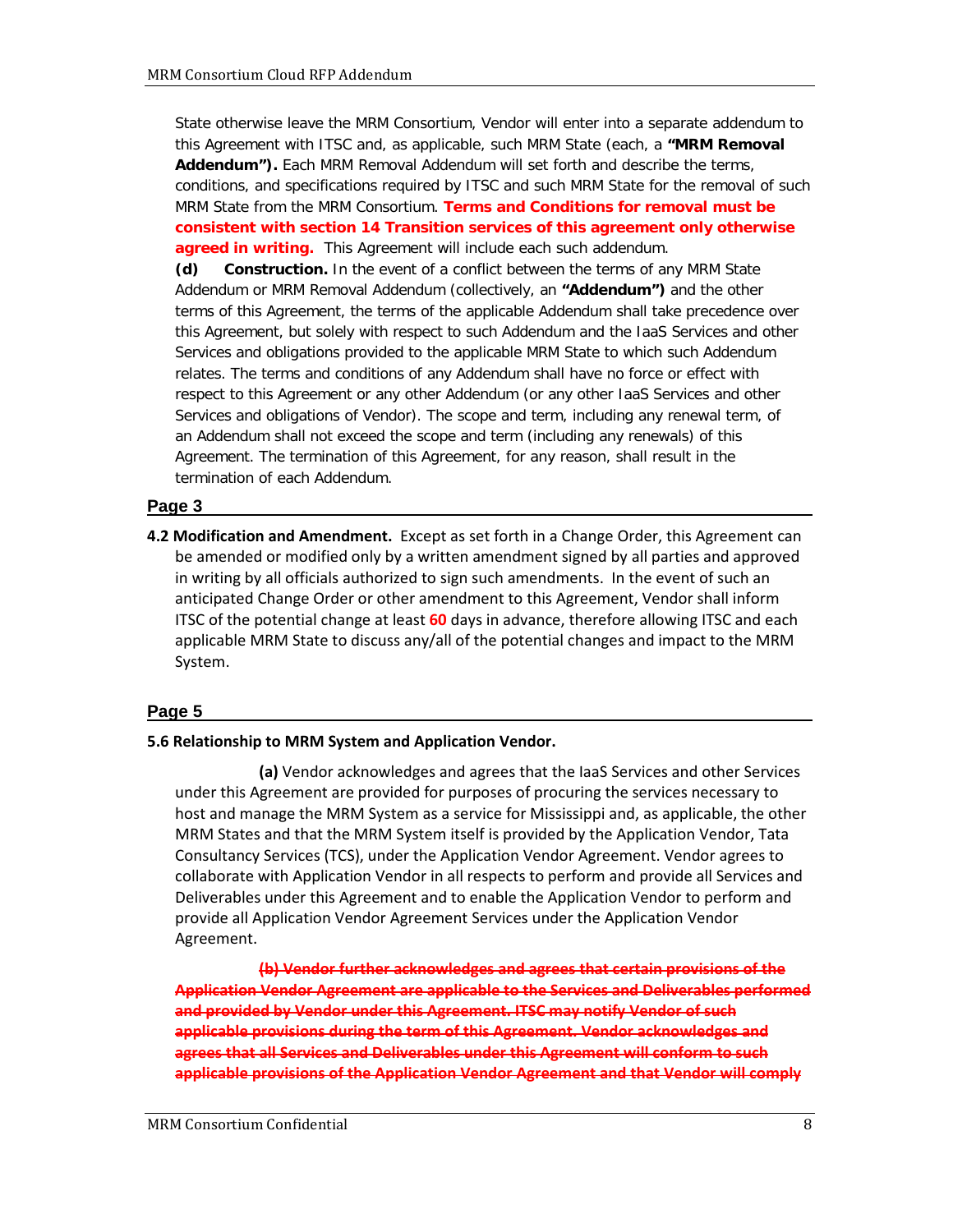State otherwise leave the MRM Consortium, Vendor will enter into a separate addendum to this Agreement with ITSC and, as applicable, such MRM State (each, a **"MRM Removal Addendum").** Each MRM Removal Addendum will set forth and describe the terms, conditions, and specifications required by ITSC and such MRM State for the removal of such MRM State from the MRM Consortium. **Terms and Conditions for removal must be consistent with section 14 Transition services of this agreement only otherwise agreed in writing.** This Agreement will include each such addendum.

**(d) Construction.** In the event of a conflict between the terms of any MRM State Addendum or MRM Removal Addendum (collectively, an **"Addendum")** and the other terms of this Agreement, the terms of the applicable Addendum shall take precedence over this Agreement, but solely with respect to such Addendum and the IaaS Services and other Services and obligations provided to the applicable MRM State to which such Addendum relates. The terms and conditions of any Addendum shall have no force or effect with respect to this Agreement or any other Addendum (or any other IaaS Services and other Services and obligations of Vendor). The scope and term, including any renewal term, of an Addendum shall not exceed the scope and term (including any renewals) of this Agreement. The termination of this Agreement, for any reason, shall result in the termination of each Addendum.

## Page 3

**4.2 Modification and Amendment.** Except as set forth in a Change Order, this Agreement can be amended or modified only by a written amendment signed by all parties and approved in writing by all officials authorized to sign such amendments. In the event of such an anticipated Change Order or other amendment to this Agreement, Vendor shall inform ITSC of the potential change at least **60** days in advance, therefore allowing ITSC and each applicable MRM State to discuss any/all of the potential changes and impact to the MRM System.

## Page 5

**5.6 Relationship to MRM System and Application Vendor.**

**(a)** Vendor acknowledges and agrees that the IaaS Services and other Services under this Agreement are provided for purposes of procuring the services necessary to host and manage the MRM System as a service for Mississippi and, as applicable, the other MRM States and that the MRM System itself is provided by the Application Vendor, Tata Consultancy Services (TCS), under the Application Vendor Agreement. Vendor agrees to collaborate with Application Vendor in all respects to perform and provide all Services and Deliverables under this Agreement and to enable the Application Vendor to perform and provide all Application Vendor Agreement Services under the Application Vendor Agreement.

~~**(b) Vendor further acknowledges and agrees that certain provisions of the Application Vendor Agreement are applicable to the Services and Deliverables performed and provided by Vendor under this Agreement. ITSC may notify Vendor of such applicable provisions during the term of this Agreement. Vendor acknowledges and agrees that all Services and Deliverables under this Agreement will conform to such applicable provisions of the Application Vendor Agreement and that Vendor will comply**~~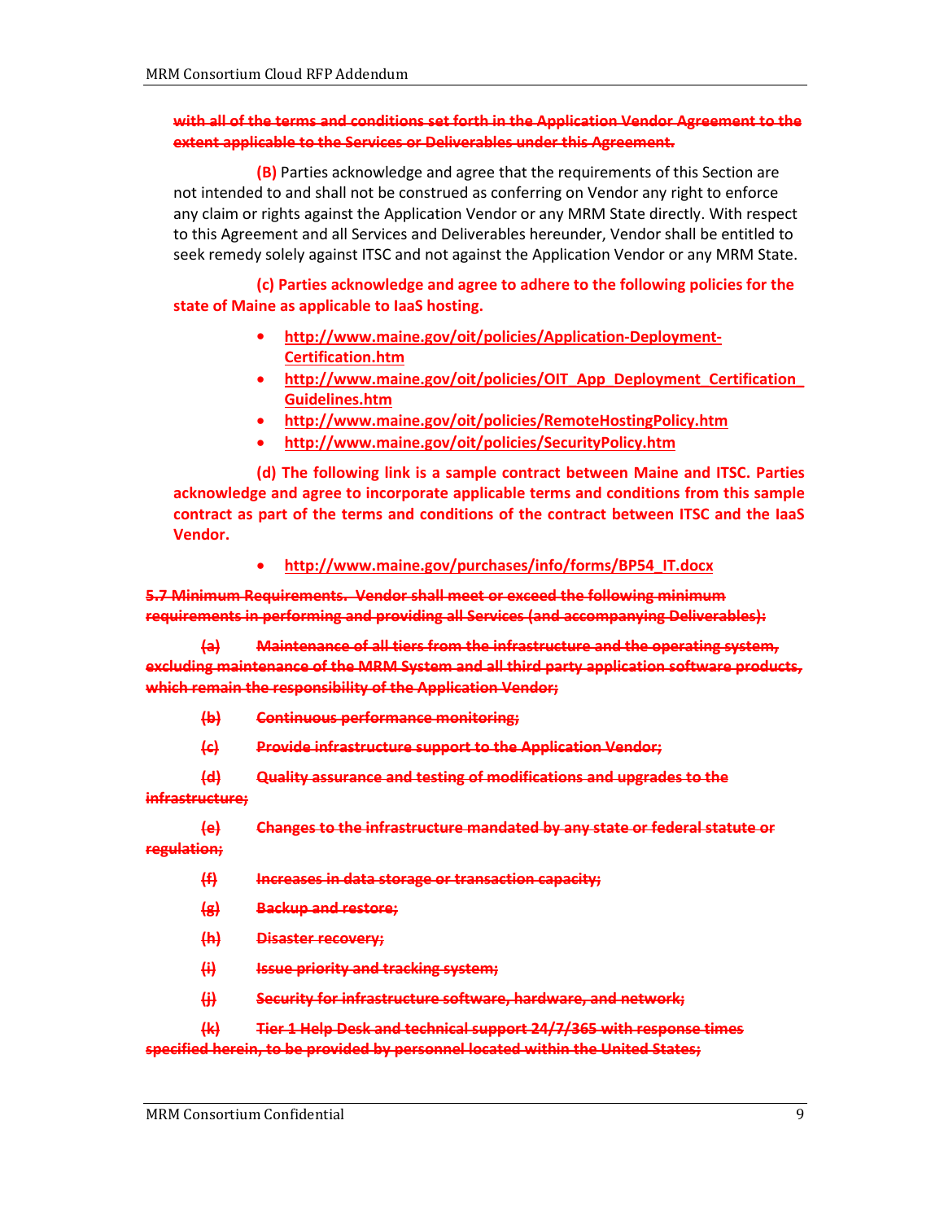~~**with all of the terms and conditions set forth in the Application Vendor Agreement to the extent applicable to the Services or Deliverables under this Agreement.**~~

**(B)** Parties acknowledge and agree that the requirements of this Section are not intended to and shall not be construed as conferring on Vendor any right to enforce any claim or rights against the Application Vendor or any MRM State directly. With respect to this Agreement and all Services and Deliverables hereunder, Vendor shall be entitled to seek remedy solely against ITSC and not against the Application Vendor or any MRM State.

**(c) Parties acknowledge and agree to adhere to the following policies for the state of Maine as applicable to IaaS hosting.**

- **http://www.maine.gov/oit/policies/Application-Deployment-Certification.htm**
- **http://www.maine.gov/oit/policies/OIT_App_Deployment_Certification_Guidelines.htm**
- **http://www.maine.gov/oit/policies/RemoteHostingPolicy.htm**
- **http://www.maine.gov/oit/policies/SecurityPolicy.htm**

**(d) The following link is a sample contract between Maine and ITSC. Parties acknowledge and agree to incorporate applicable terms and conditions from this sample contract as part of the terms and conditions of the contract between ITSC and the IaaS Vendor.**

- **http://www.maine.gov/purchases/info/forms/BP54_IT.docx**

~~**5.7 Minimum Requirements. Vendor shall meet or exceed the following minimum requirements in performing and providing all Services (and accompanying Deliverables):**~~

~~**(a) Maintenance of all tiers from the infrastructure and the operating system, excluding maintenance of the MRM System and all third party application software products, which remain the responsibility of the Application Vendor;**~~

~~**(b) Continuous performance monitoring;**~~

~~**(c) Provide infrastructure support to the Application Vendor;**~~

~~**(d) Quality assurance and testing of modifications and upgrades to the infrastructure;**~~

~~**(e) Changes to the infrastructure mandated by any state or federal statute or regulation;**~~

~~**(f) Increases in data storage or transaction capacity;**~~

~~**(g) Backup and restore;**~~

~~**(h) Disaster recovery;**~~

~~**(i) Issue priority and tracking system;**~~

~~**(j) Security for infrastructure software, hardware, and network;**~~

~~**(k) Tier 1 Help Desk and technical support 24/7/365 with response times specified herein, to be provided by personnel located within the United States;**~~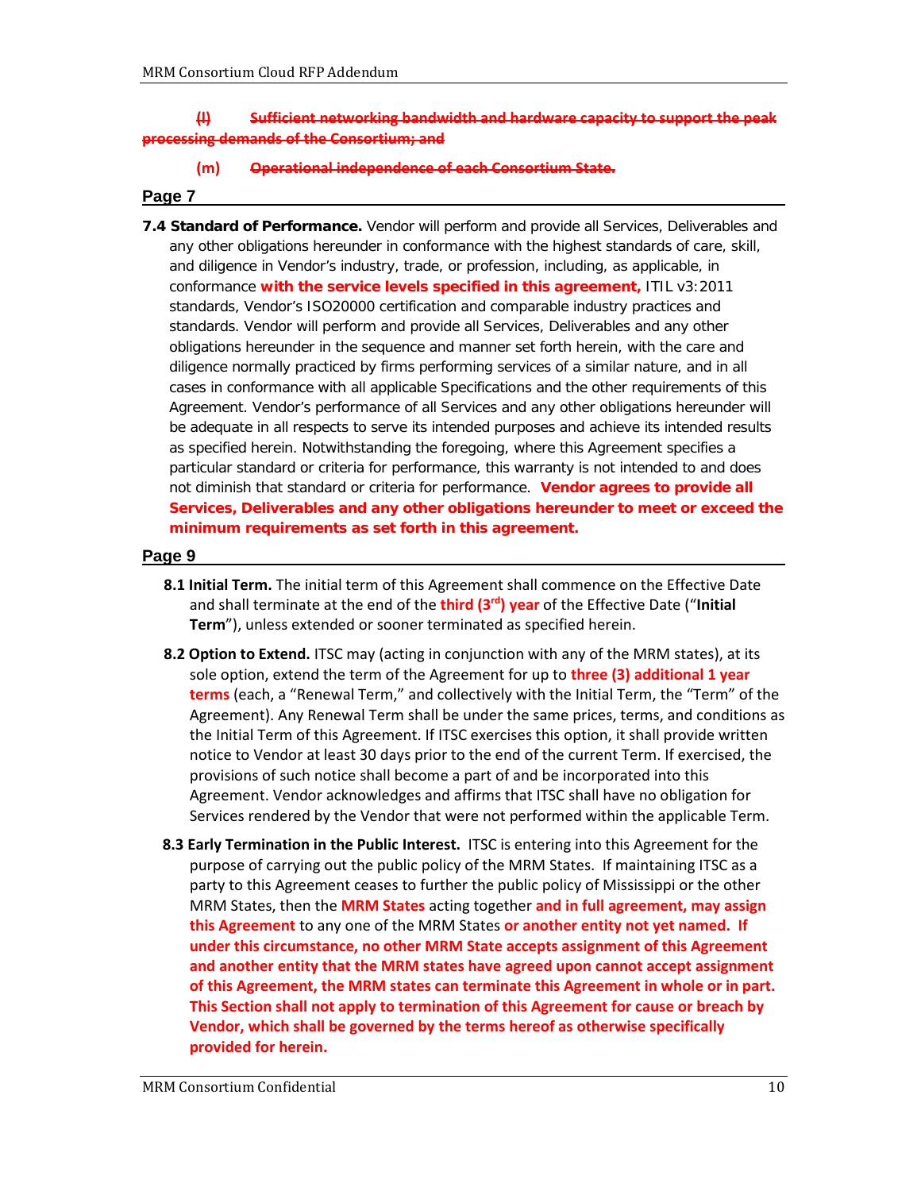~~(l) Sufficient networking bandwidth and hardware capacity to support the peak processing demands of the Consortium; and~~

(m) ~~Operational independence of each Consortium State.~~

## Page 7

**7.4 Standard of Performance.** Vendor will perform and provide all Services, Deliverables and any other obligations hereunder in conformance with the highest standards of care, skill, and diligence in Vendor's industry, trade, or profession, including, as applicable, in conformance **with the service levels specified in this agreement,** ITIL v3:2011 standards, Vendor's ISO20000 certification and comparable industry practices and standards. Vendor will perform and provide all Services, Deliverables and any other obligations hereunder in the sequence and manner set forth herein, with the care and diligence normally practiced by firms performing services of a similar nature, and in all cases in conformance with all applicable Specifications and the other requirements of this Agreement. Vendor's performance of all Services and any other obligations hereunder will be adequate in all respects to serve its intended purposes and achieve its intended results as specified herein. Notwithstanding the foregoing, where this Agreement specifies a particular standard or criteria for performance, this warranty is not intended to and does not diminish that standard or criteria for performance. **Vendor agrees to provide all Services, Deliverables and any other obligations hereunder to meet or exceed the minimum requirements as set forth in this agreement.**

## Page 9

**8.1 Initial Term.** The initial term of this Agreement shall commence on the Effective Date and shall terminate at the end of the **third (3rd) year** of the Effective Date ("**Initial Term**"), unless extended or sooner terminated as specified herein.

**8.2 Option to Extend.** ITSC may (acting in conjunction with any of the MRM states), at its sole option, extend the term of the Agreement for up to **three (3) additional 1 year terms** (each, a "Renewal Term," and collectively with the Initial Term, the "Term" of the Agreement). Any Renewal Term shall be under the same prices, terms, and conditions as the Initial Term of this Agreement. If ITSC exercises this option, it shall provide written notice to Vendor at least 30 days prior to the end of the current Term. If exercised, the provisions of such notice shall become a part of and be incorporated into this Agreement. Vendor acknowledges and affirms that ITSC shall have no obligation for Services rendered by the Vendor that were not performed within the applicable Term.

**8.3 Early Termination in the Public Interest.** ITSC is entering into this Agreement for the purpose of carrying out the public policy of the MRM States. If maintaining ITSC as a party to this Agreement ceases to further the public policy of Mississippi or the other MRM States, then the **MRM States** acting together **and in full agreement, may assign this Agreement** to any one of the MRM States **or another entity not yet named. If under this circumstance, no other MRM State accepts assignment of this Agreement and another entity that the MRM states have agreed upon cannot accept assignment of this Agreement, the MRM states can terminate this Agreement in whole or in part. This Section shall not apply to termination of this Agreement for cause or breach by Vendor, which shall be governed by the terms hereof as otherwise specifically provided for herein.**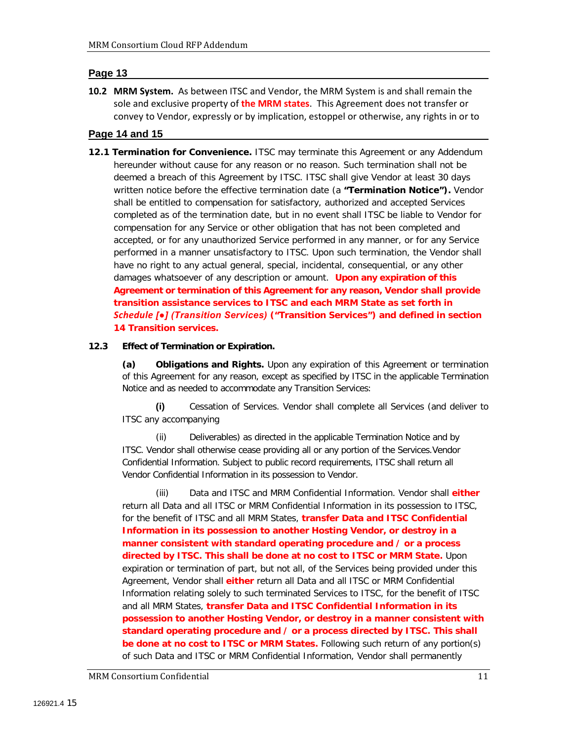## Page 13

**10.2 MRM System.** As between ITSC and Vendor, the MRM System is and shall remain the sole and exclusive property of **the MRM states**. This Agreement does not transfer or convey to Vendor, expressly or by implication, estoppel or otherwise, any rights in or to

## Page 14 and 15

**12.1 Termination for Convenience.** ITSC may terminate this Agreement or any Addendum hereunder without cause for any reason or no reason. Such termination shall not be deemed a breach of this Agreement by ITSC. ITSC shall give Vendor at least 30 days written notice before the effective termination date (a **"Termination Notice").** Vendor shall be entitled to compensation for satisfactory, authorized and accepted Services completed as of the termination date, but in no event shall ITSC be liable to Vendor for compensation for any Service or other obligation that has not been completed and accepted, or for any unauthorized Service performed in any manner, or for any Service performed in a manner unsatisfactory to ITSC. Upon such termination, the Vendor shall have no right to any actual general, special, incidental, consequential, or any other damages whatsoever of any description or amount. **Upon any expiration of this Agreement or termination of this Agreement for any reason, Vendor shall provide transition assistance services to ITSC and each MRM State as set forth in *Schedule [●] (Transition Services)* ("Transition Services") and defined in section 14 Transition services.**

**12.3 Effect of Termination or Expiration.**

**(a) Obligations and Rights.** Upon any expiration of this Agreement or termination of this Agreement for any reason, except as specified by ITSC in the applicable Termination Notice and as needed to accommodate any Transition Services:

**(i)** Cessation of Services. Vendor shall complete all Services (and deliver to ITSC any accompanying

(ii) Deliverables) as directed in the applicable Termination Notice and by ITSC. Vendor shall otherwise cease providing all or any portion of the Services.Vendor Confidential Information. Subject to public record requirements, ITSC shall return all Vendor Confidential Information in its possession to Vendor.

(iii) Data and ITSC and MRM Confidential Information. Vendor shall **either** return all Data and all ITSC or MRM Confidential Information in its possession to ITSC, for the benefit of ITSC and all MRM States, **transfer Data and ITSC Confidential Information in its possession to another Hosting Vendor, or destroy in a manner consistent with standard operating procedure and / or a process directed by ITSC. This shall be done at no cost to ITSC or MRM State.** Upon expiration or termination of part, but not all, of the Services being provided under this Agreement, Vendor shall **either** return all Data and all ITSC or MRM Confidential Information relating solely to such terminated Services to ITSC, for the benefit of ITSC and all MRM States, **transfer Data and ITSC Confidential Information in its possession to another Hosting Vendor, or destroy in a manner consistent with standard operating procedure and / or a process directed by ITSC. This shall be done at no cost to ITSC or MRM States.** Following such return of any portion(s) of such Data and ITSC or MRM Confidential Information, Vendor shall permanently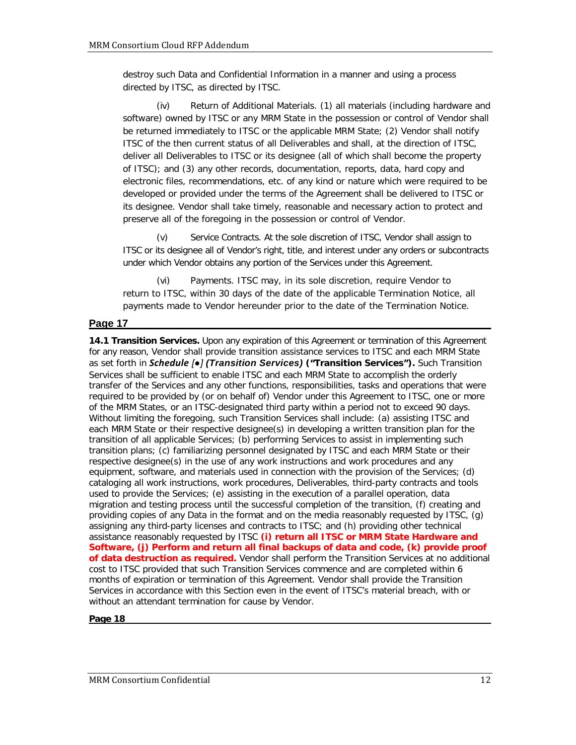destroy such Data and Confidential Information in a manner and using a process directed by ITSC, as directed by ITSC.

(iv) Return of Additional Materials. (1) all materials (including hardware and software) owned by ITSC or any MRM State in the possession or control of Vendor shall be returned immediately to ITSC or the applicable MRM State; (2) Vendor shall notify ITSC of the then current status of all Deliverables and shall, at the direction of ITSC, deliver all Deliverables to ITSC or its designee (all of which shall become the property of ITSC); and (3) any other records, documentation, reports, data, hard copy and electronic files, recommendations, etc. of any kind or nature which were required to be developed or provided under the terms of the Agreement shall be delivered to ITSC or its designee. Vendor shall take timely, reasonable and necessary action to protect and preserve all of the foregoing in the possession or control of Vendor.

(v) Service Contracts. At the sole discretion of ITSC, Vendor shall assign to ITSC or its designee all of Vendor's right, title, and interest under any orders or subcontracts under which Vendor obtains any portion of the Services under this Agreement.

(vi) Payments. ITSC may, in its sole discretion, require Vendor to return to ITSC, within 30 days of the date of the applicable Termination Notice, all payments made to Vendor hereunder prior to the date of the Termination Notice.

## Page 17

**14.1 Transition Services.** Upon any expiration of this Agreement or termination of this Agreement for any reason, Vendor shall provide transition assistance services to ITSC and each MRM State as set forth in ***Schedule [●] (Transition Services)*** **("Transition Services").** Such Transition Services shall be sufficient to enable ITSC and each MRM State to accomplish the orderly transfer of the Services and any other functions, responsibilities, tasks and operations that were required to be provided by (or on behalf of) Vendor under this Agreement to ITSC, one or more of the MRM States, or an ITSC-designated third party within a period not to exceed 90 days. Without limiting the foregoing, such Transition Services shall include: (a) assisting ITSC and each MRM State or their respective designee(s) in developing a written transition plan for the transition of all applicable Services; (b) performing Services to assist in implementing such transition plans; (c) familiarizing personnel designated by ITSC and each MRM State or their respective designee(s) in the use of any work instructions and work procedures and any equipment, software, and materials used in connection with the provision of the Services; (d) cataloging all work instructions, work procedures, Deliverables, third-party contracts and tools used to provide the Services; (e) assisting in the execution of a parallel operation, data migration and testing process until the successful completion of the transition, (f) creating and providing copies of any Data in the format and on the media reasonably requested by ITSC, (g) assigning any third-party licenses and contracts to ITSC; and (h) providing other technical assistance reasonably requested by ITSC **(i) return all ITSC or MRM State Hardware and Software, (j) Perform and return all final backups of data and code, (k) provide proof of data destruction as required.** Vendor shall perform the Transition Services at no additional cost to ITSC provided that such Transition Services commence and are completed within 6 months of expiration or termination of this Agreement. Vendor shall provide the Transition Services in accordance with this Section even in the event of ITSC's material breach, with or without an attendant termination for cause by Vendor.

## Page 18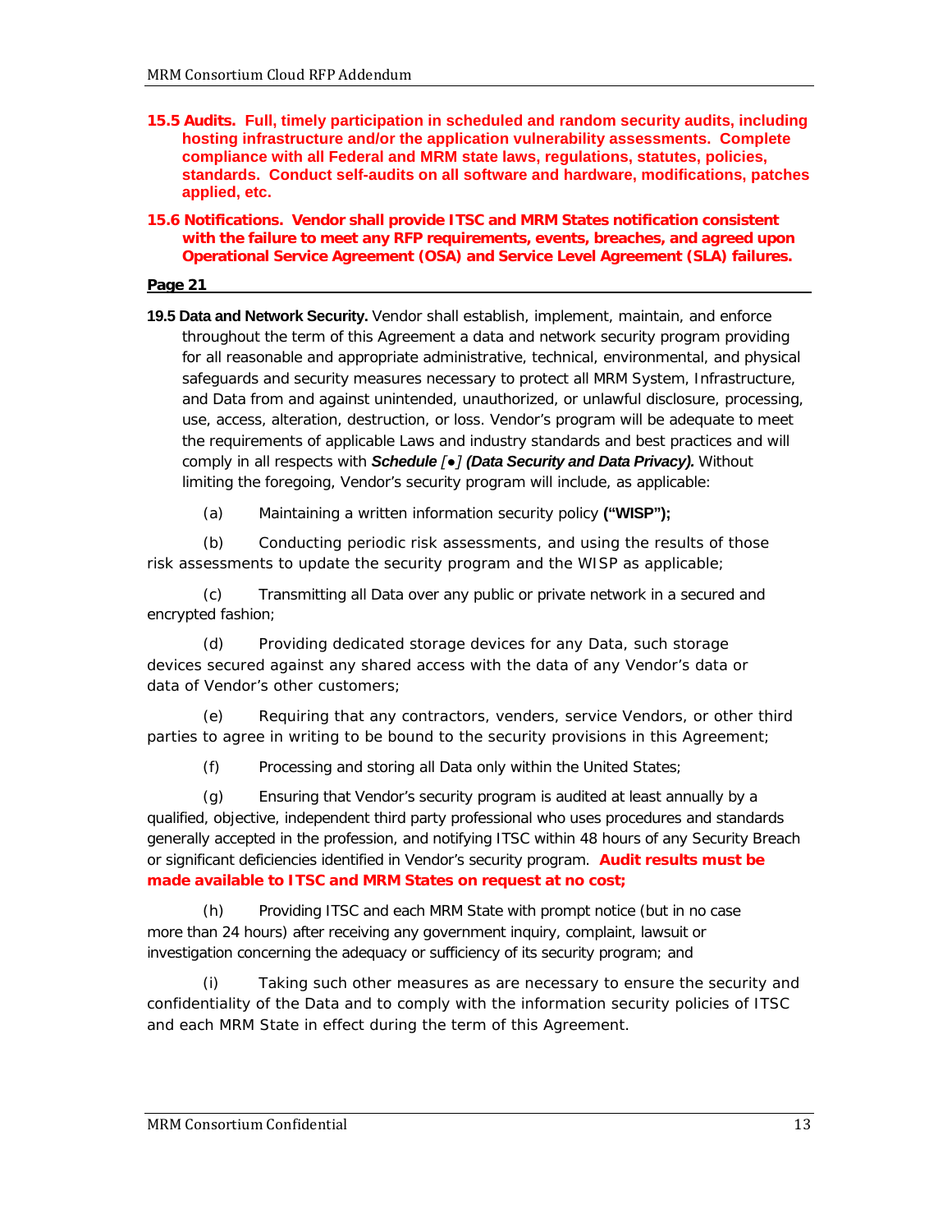**15.5 Audits. Full, timely participation in scheduled and random security audits, including hosting infrastructure and/or the application vulnerability assessments. Complete compliance with all Federal and MRM state laws, regulations, statutes, policies, standards. Conduct self-audits on all software and hardware, modifications, patches applied, etc.**

**15.6 Notifications. Vendor shall provide ITSC and MRM States notification consistent with the failure to meet any RFP requirements, events, breaches, and agreed upon Operational Service Agreement (OSA) and Service Level Agreement (SLA) failures.**

**Page 21**

**19.5 Data and Network Security.** Vendor shall establish, implement, maintain, and enforce throughout the term of this Agreement a data and network security program providing for all reasonable and appropriate administrative, technical, environmental, and physical safeguards and security measures necessary to protect all MRM System, Infrastructure, and Data from and against unintended, unauthorized, or unlawful disclosure, processing, use, access, alteration, destruction, or loss. Vendor's program will be adequate to meet the requirements of applicable Laws and industry standards and best practices and will comply in all respects with ***Schedule [●] (Data Security and Data Privacy).*** Without limiting the foregoing, Vendor's security program will include, as applicable:

(a) Maintaining a written information security policy **("WISP");**

(b) Conducting periodic risk assessments, and using the results of those risk assessments to update the security program and the WISP as applicable;

(c) Transmitting all Data over any public or private network in a secured and encrypted fashion;

(d) Providing dedicated storage devices for any Data, such storage devices secured against any shared access with the data of any Vendor's data or data of Vendor's other customers;

(e) Requiring that any contractors, venders, service Vendors, or other third parties to agree in writing to be bound to the security provisions in this Agreement;

(f) Processing and storing all Data only within the United States;

(g) Ensuring that Vendor's security program is audited at least annually by a qualified, objective, independent third party professional who uses procedures and standards generally accepted in the profession, and notifying ITSC within 48 hours of any Security Breach or significant deficiencies identified in Vendor's security program. **Audit results must be made available to ITSC and MRM States on request at no cost;**

(h) Providing ITSC and each MRM State with prompt notice (but in no case more than 24 hours) after receiving any government inquiry, complaint, lawsuit or investigation concerning the adequacy or sufficiency of its security program; and

(i) Taking such other measures as are necessary to ensure the security and confidentiality of the Data and to comply with the information security policies of ITSC and each MRM State in effect during the term of this Agreement.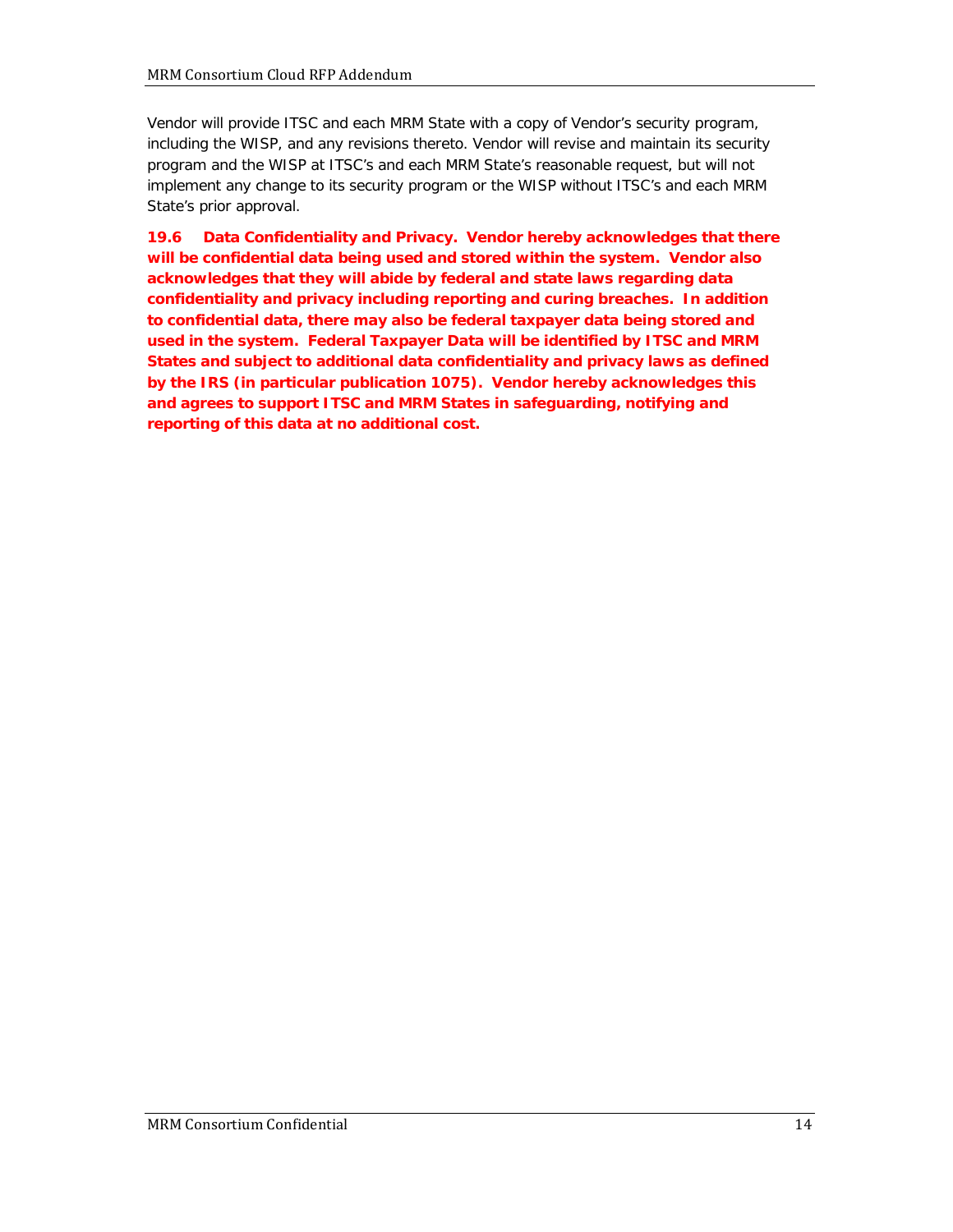Vendor will provide ITSC and each MRM State with a copy of Vendor's security program, including the WISP, and any revisions thereto. Vendor will revise and maintain its security program and the WISP at ITSC's and each MRM State's reasonable request, but will not implement any change to its security program or the WISP without ITSC's and each MRM State's prior approval.

**19.6 Data Confidentiality and Privacy. Vendor hereby acknowledges that there will be confidential data being used and stored within the system. Vendor also acknowledges that they will abide by federal and state laws regarding data confidentiality and privacy including reporting and curing breaches. In addition to confidential data, there may also be federal taxpayer data being stored and used in the system. Federal Taxpayer Data will be identified by ITSC and MRM States and subject to additional data confidentiality and privacy laws as defined by the IRS (in particular publication 1075). Vendor hereby acknowledges this and agrees to support ITSC and MRM States in safeguarding, notifying and reporting of this data at no additional cost.**